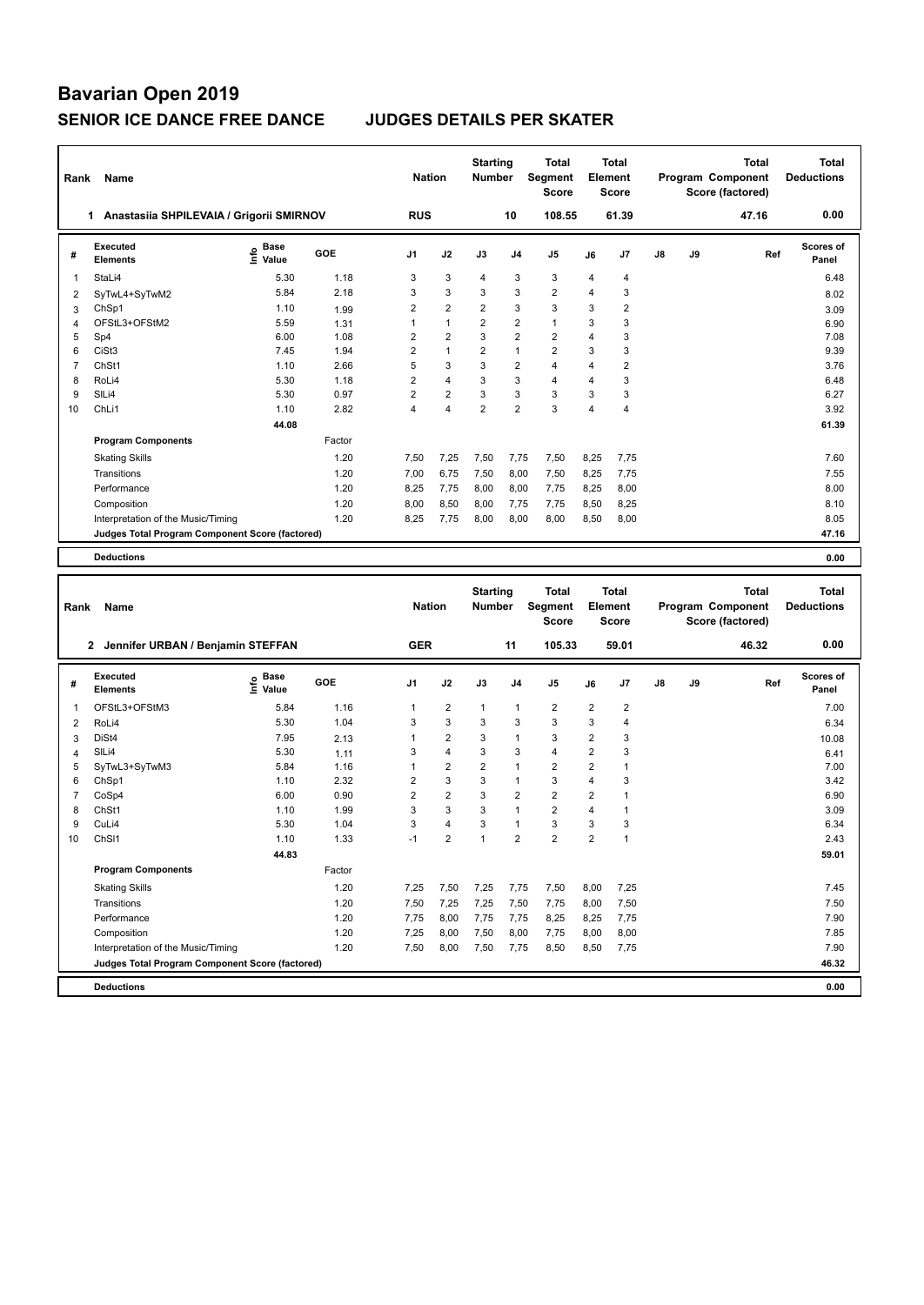# Bavarian Open 2019

## SENIOR ICE DANCE FREE DANCE — JUDGES DETAILS PER SKATER

| Rank | Name | Nation | Starting Number | Total Segment Score | Total Element Score | Total Program Component Score (factored) | Total Deductions |
|---|---|---|---|---|---|---|---|
| 1 | Anastasiia SHPILEVAIA / Grigorii SMIRNOV | RUS | 10 | 108.55 | 61.39 | 47.16 | 0.00 |

| # | Executed Elements | Info | Base Value | GOE | J1 | J2 | J3 | J4 | J5 | J6 | J7 | J8 | J9 | Ref | Scores of Panel |
|---|---|---|---|---|---|---|---|---|---|---|---|---|---|---|---|
| 1 | StaLi4 | | 5.30 | 1.18 | 3 | 3 | 4 | 3 | 3 | 4 | 4 | | | | 6.48 |
| 2 | SyTwL4+SyTwM2 | | 5.84 | 2.18 | 3 | 3 | 3 | 3 | 2 | 4 | 3 | | | | 8.02 |
| 3 | ChSp1 | | 1.10 | 1.99 | 2 | 2 | 2 | 3 | 3 | 3 | 2 | | | | 3.09 |
| 4 | OFStL3+OFStM2 | | 5.59 | 1.31 | 1 | 1 | 2 | 2 | 1 | 3 | 3 | | | | 6.90 |
| 5 | Sp4 | | 6.00 | 1.08 | 2 | 2 | 3 | 2 | 2 | 4 | 3 | | | | 7.08 |
| 6 | CiSt3 | | 7.45 | 1.94 | 2 | 1 | 2 | 1 | 2 | 3 | 3 | | | | 9.39 |
| 7 | ChSt1 | | 1.10 | 2.66 | 5 | 3 | 3 | 2 | 4 | 4 | 2 | | | | 3.76 |
| 8 | RoLi4 | | 5.30 | 1.18 | 2 | 4 | 3 | 3 | 4 | 4 | 3 | | | | 6.48 |
| 9 | SlLi4 | | 5.30 | 0.97 | 2 | 2 | 3 | 3 | 3 | 3 | 3 | | | | 6.27 |
| 10 | ChLi1 | | 1.10 | 2.82 | 4 | 4 | 2 | 2 | 3 | 4 | 4 | | | | 3.92 |
| | | | 44.08 | | | | | | | | | | | | 61.39 |
| | **Program Components** | | | Factor | | | | | | | | | | | |
| | Skating Skills | | | 1.20 | 7,50 | 7,25 | 7,50 | 7,75 | 7,50 | 8,25 | 7,75 | | | | 7.60 |
| | Transitions | | | 1.20 | 7,00 | 6,75 | 7,50 | 8,00 | 7,50 | 8,25 | 7,75 | | | | 7.55 |
| | Performance | | | 1.20 | 8,25 | 7,75 | 8,00 | 8,00 | 7,75 | 8,25 | 8,00 | | | | 8.00 |
| | Composition | | | 1.20 | 8,00 | 8,50 | 8,00 | 7,75 | 7,75 | 8,50 | 8,25 | | | | 8.10 |
| | Interpretation of the Music/Timing | | | 1.20 | 8,25 | 7,75 | 8,00 | 8,00 | 8,00 | 8,50 | 8,00 | | | | 8.05 |
| | **Judges Total Program Component Score (factored)** | | | | | | | | | | | | | | 47.16 |
| | **Deductions** | | | | | | | | | | | | | | 0.00 |

| Rank | Name | Nation | Starting Number | Total Segment Score | Total Element Score | Total Program Component Score (factored) | Total Deductions |
|---|---|---|---|---|---|---|---|
| 2 | Jennifer URBAN / Benjamin STEFFAN | GER | 11 | 105.33 | 59.01 | 46.32 | 0.00 |

| # | Executed Elements | Info | Base Value | GOE | J1 | J2 | J3 | J4 | J5 | J6 | J7 | J8 | J9 | Ref | Scores of Panel |
|---|---|---|---|---|---|---|---|---|---|---|---|---|---|---|---|
| 1 | OFStL3+OFStM3 | | 5.84 | 1.16 | 1 | 2 | 1 | 1 | 2 | 2 | 2 | | | | 7.00 |
| 2 | RoLi4 | | 5.30 | 1.04 | 3 | 3 | 3 | 3 | 3 | 3 | 4 | | | | 6.34 |
| 3 | DiSt4 | | 7.95 | 2.13 | 1 | 2 | 3 | 1 | 3 | 2 | 3 | | | | 10.08 |
| 4 | SlLi4 | | 5.30 | 1.11 | 3 | 4 | 3 | 3 | 4 | 2 | 3 | | | | 6.41 |
| 5 | SyTwL3+SyTwM3 | | 5.84 | 1.16 | 1 | 2 | 2 | 1 | 2 | 2 | 1 | | | | 7.00 |
| 6 | ChSp1 | | 1.10 | 2.32 | 2 | 3 | 3 | 1 | 3 | 4 | 3 | | | | 3.42 |
| 7 | CoSp4 | | 6.00 | 0.90 | 2 | 2 | 3 | 2 | 2 | 2 | 1 | | | | 6.90 |
| 8 | ChSt1 | | 1.10 | 1.99 | 3 | 3 | 3 | 1 | 2 | 4 | 1 | | | | 3.09 |
| 9 | CuLi4 | | 5.30 | 1.04 | 3 | 4 | 3 | 1 | 3 | 3 | 3 | | | | 6.34 |
| 10 | ChSl1 | | 1.10 | 1.33 | -1 | 2 | 1 | 2 | 2 | 2 | 1 | | | | 2.43 |
| | | | 44.83 | | | | | | | | | | | | 59.01 |
| | **Program Components** | | | Factor | | | | | | | | | | | |
| | Skating Skills | | | 1.20 | 7,25 | 7,50 | 7,25 | 7,75 | 7,50 | 8,00 | 7,25 | | | | 7.45 |
| | Transitions | | | 1.20 | 7,50 | 7,25 | 7,25 | 7,50 | 7,75 | 8,00 | 7,50 | | | | 7.50 |
| | Performance | | | 1.20 | 7,75 | 8,00 | 7,75 | 7,75 | 8,25 | 8,25 | 7,75 | | | | 7.90 |
| | Composition | | | 1.20 | 7,25 | 8,00 | 7,50 | 8,00 | 7,75 | 8,00 | 8,00 | | | | 7.85 |
| | Interpretation of the Music/Timing | | | 1.20 | 7,50 | 8,00 | 7,50 | 7,75 | 8,50 | 8,50 | 7,75 | | | | 7.90 |
| | **Judges Total Program Component Score (factored)** | | | | | | | | | | | | | | 46.32 |
| | **Deductions** | | | | | | | | | | | | | | 0.00 |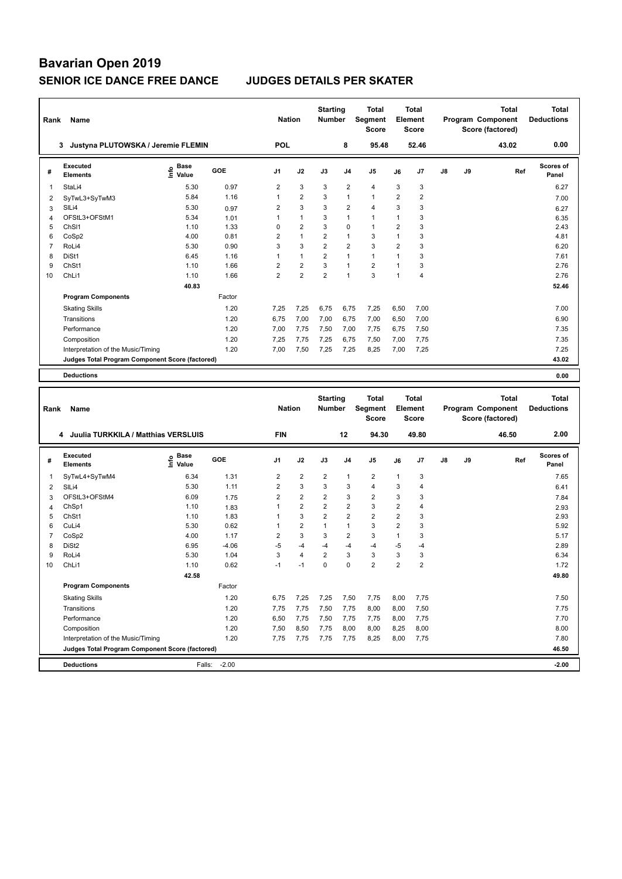# Bavarian Open 2019

## SENIOR ICE DANCE FREE DANCE    JUDGES DETAILS PER SKATER

| Rank | Name | Nation | Starting Number | Total Segment Score | Total Element Score | Total Program Component Score (factored) | Total Deductions |
|---|---|---|---|---|---|---|---|
| 3 | Justyna PLUTOWSKA / Jeremie FLEMIN | POL | 8 | 95.48 | 52.46 | 43.02 | 0.00 |

| # | Executed Elements | Info | Base Value | GOE | J1 | J2 | J3 | J4 | J5 | J6 | J7 | J8 | J9 | Ref | Scores of Panel |
|---|---|---|---|---|---|---|---|---|---|---|---|---|---|---|---|
| 1 | StaLi4 | | 5.30 | 0.97 | 2 | 3 | 3 | 2 | 4 | 3 | 3 | | | | 6.27 |
| 2 | SyTwL3+SyTwM3 | | 5.84 | 1.16 | 1 | 2 | 3 | 1 | 1 | 2 | 2 | | | | 7.00 |
| 3 | SlLi4 | | 5.30 | 0.97 | 2 | 3 | 3 | 2 | 4 | 3 | 3 | | | | 6.27 |
| 4 | OFStL3+OFStM1 | | 5.34 | 1.01 | 1 | 1 | 3 | 1 | 1 | 1 | 3 | | | | 6.35 |
| 5 | ChSl1 | | 1.10 | 1.33 | 0 | 2 | 3 | 0 | 1 | 2 | 3 | | | | 2.43 |
| 6 | CoSp2 | | 4.00 | 0.81 | 2 | 1 | 2 | 1 | 3 | 1 | 3 | | | | 4.81 |
| 7 | RoLi4 | | 5.30 | 0.90 | 3 | 3 | 2 | 2 | 3 | 2 | 3 | | | | 6.20 |
| 8 | DiSt1 | | 6.45 | 1.16 | 1 | 1 | 2 | 1 | 1 | 1 | 3 | | | | 7.61 |
| 9 | ChSt1 | | 1.10 | 1.66 | 2 | 2 | 3 | 1 | 2 | 1 | 3 | | | | 2.76 |
| 10 | ChLi1 | | 1.10 | 1.66 | 2 | 2 | 2 | 1 | 3 | 1 | 4 | | | | 2.76 |
| | | | 40.83 | | | | | | | | | | | | 52.46 |
| | **Program Components** | | | Factor | | | | | | | | | | | |
| | Skating Skills | | | 1.20 | 7,25 | 7,25 | 6,75 | 6,75 | 7,25 | 6,50 | 7,00 | | | | 7.00 |
| | Transitions | | | 1.20 | 6,75 | 7,00 | 7,00 | 6,75 | 7,00 | 6,50 | 7,00 | | | | 6.90 |
| | Performance | | | 1.20 | 7,00 | 7,75 | 7,50 | 7,00 | 7,75 | 6,75 | 7,50 | | | | 7.35 |
| | Composition | | | 1.20 | 7,25 | 7,75 | 7,25 | 6,75 | 7,50 | 7,00 | 7,75 | | | | 7.35 |
| | Interpretation of the Music/Timing | | | 1.20 | 7,00 | 7,50 | 7,25 | 7,25 | 8,25 | 7,00 | 7,25 | | | | 7.25 |
| | **Judges Total Program Component Score (factored)** | | | | | | | | | | | | | | 43.02 |
| | **Deductions** | | | | | | | | | | | | | | 0.00 |

| Rank | Name | Nation | Starting Number | Total Segment Score | Total Element Score | Total Program Component Score (factored) | Total Deductions |
|---|---|---|---|---|---|---|---|
| 4 | Juulia TURKKILA / Matthias VERSLUIS | FIN | 12 | 94.30 | 49.80 | 46.50 | 2.00 |

| # | Executed Elements | Info | Base Value | GOE | J1 | J2 | J3 | J4 | J5 | J6 | J7 | J8 | J9 | Ref | Scores of Panel |
|---|---|---|---|---|---|---|---|---|---|---|---|---|---|---|---|
| 1 | SyTwL4+SyTwM4 | | 6.34 | 1.31 | 2 | 2 | 2 | 1 | 2 | 1 | 3 | | | | 7.65 |
| 2 | SlLi4 | | 5.30 | 1.11 | 2 | 3 | 3 | 3 | 4 | 3 | 4 | | | | 6.41 |
| 3 | OFStL3+OFStM4 | | 6.09 | 1.75 | 2 | 2 | 2 | 3 | 2 | 3 | 3 | | | | 7.84 |
| 4 | ChSp1 | | 1.10 | 1.83 | 1 | 2 | 2 | 2 | 3 | 2 | 4 | | | | 2.93 |
| 5 | ChSt1 | | 1.10 | 1.83 | 1 | 3 | 2 | 2 | 2 | 2 | 3 | | | | 2.93 |
| 6 | CuLi4 | | 5.30 | 0.62 | 1 | 2 | 1 | 1 | 3 | 2 | 3 | | | | 5.92 |
| 7 | CoSp2 | | 4.00 | 1.17 | 2 | 3 | 3 | 2 | 3 | 1 | 3 | | | | 5.17 |
| 8 | DiSt2 | | 6.95 | -4.06 | -5 | -4 | -4 | -4 | -4 | -5 | -4 | | | | 2.89 |
| 9 | RoLi4 | | 5.30 | 1.04 | 3 | 4 | 2 | 3 | 3 | 3 | 3 | | | | 6.34 |
| 10 | ChLi1 | | 1.10 | 0.62 | -1 | -1 | 0 | 0 | 2 | 2 | 2 | | | | 1.72 |
| | | | 42.58 | | | | | | | | | | | | 49.80 |
| | **Program Components** | | | Factor | | | | | | | | | | | |
| | Skating Skills | | | 1.20 | 6,75 | 7,25 | 7,25 | 7,50 | 7,75 | 8,00 | 7,75 | | | | 7.50 |
| | Transitions | | | 1.20 | 7,75 | 7,75 | 7,50 | 7,75 | 8,00 | 8,00 | 7,50 | | | | 7.75 |
| | Performance | | | 1.20 | 6,50 | 7,75 | 7,50 | 7,75 | 7,75 | 8,00 | 7,75 | | | | 7.70 |
| | Composition | | | 1.20 | 7,50 | 8,50 | 7,75 | 8,00 | 8,00 | 8,25 | 8,00 | | | | 8.00 |
| | Interpretation of the Music/Timing | | | 1.20 | 7,75 | 7,75 | 7,75 | 7,75 | 8,25 | 8,00 | 7,75 | | | | 7.80 |
| | **Judges Total Program Component Score (factored)** | | | | | | | | | | | | | | 46.50 |
| | **Deductions** | | | Falls: -2.00 | | | | | | | | | | | -2.00 |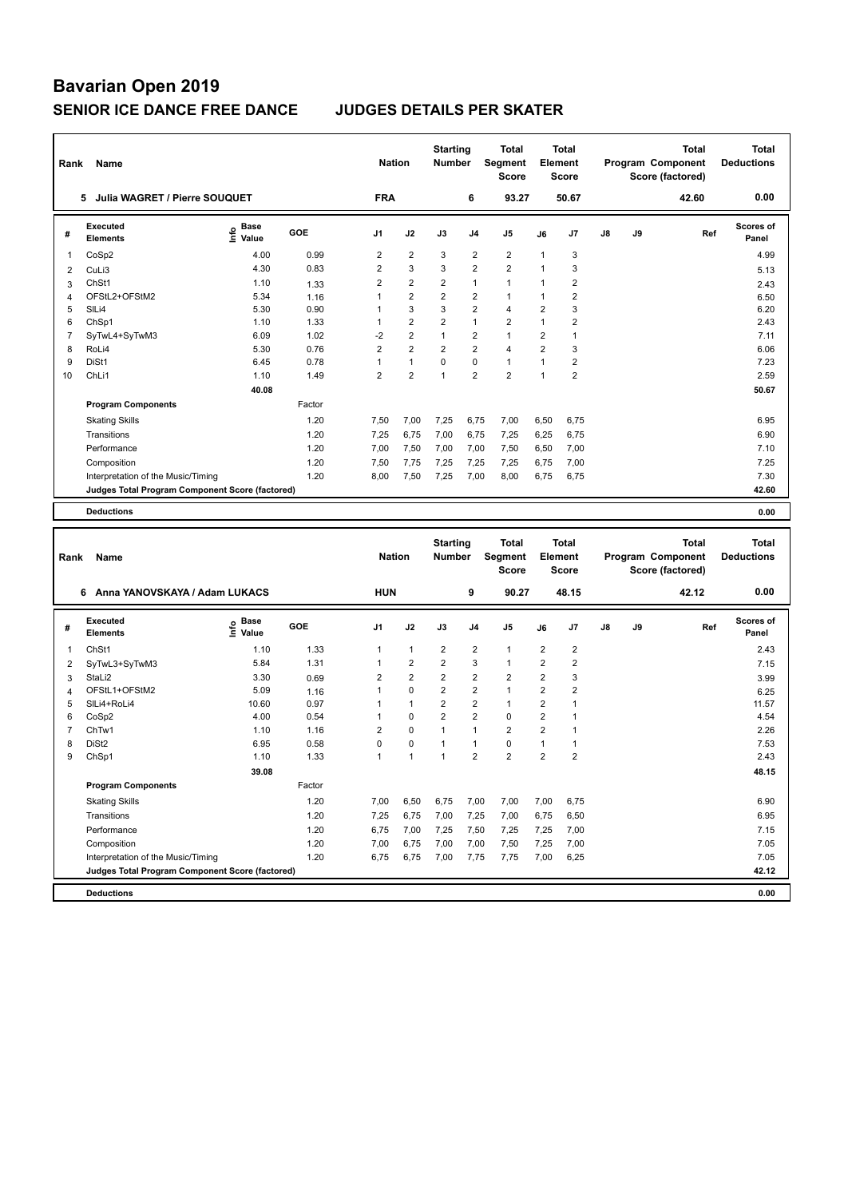# Bavarian Open 2019

## SENIOR ICE DANCE FREE DANCE — JUDGES DETAILS PER SKATER

| Rank | Name | Nation | Starting Number | Total Segment Score | Total Element Score | Total Program Component Score (factored) | Total Deductions |
|---|---|---|---|---|---|---|---|
| 5 | Julia WAGRET / Pierre SOUQUET | FRA | 6 | 93.27 | 50.67 | 42.60 | 0.00 |

| # | Executed Elements | Info | Base Value | GOE | J1 | J2 | J3 | J4 | J5 | J6 | J7 | J8 | J9 | Ref | Scores of Panel |
|---|---|---|---|---|---|---|---|---|---|---|---|---|---|---|---|
| 1 | CoSp2 | | 4.00 | 0.99 | 2 | 2 | 3 | 2 | 2 | 1 | 3 | | | | 4.99 |
| 2 | CuLi3 | | 4.30 | 0.83 | 2 | 3 | 3 | 2 | 2 | 1 | 3 | | | | 5.13 |
| 3 | ChSt1 | | 1.10 | 1.33 | 2 | 2 | 2 | 1 | 1 | 1 | 2 | | | | 2.43 |
| 4 | OFStL2+OFStM2 | | 5.34 | 1.16 | 1 | 2 | 2 | 2 | 1 | 1 | 2 | | | | 6.50 |
| 5 | SlLi4 | | 5.30 | 0.90 | 1 | 3 | 3 | 2 | 4 | 2 | 3 | | | | 6.20 |
| 6 | ChSp1 | | 1.10 | 1.33 | 1 | 2 | 2 | 1 | 2 | 1 | 2 | | | | 2.43 |
| 7 | SyTwL4+SyTwM3 | | 6.09 | 1.02 | -2 | 2 | 1 | 2 | 1 | 2 | 1 | | | | 7.11 |
| 8 | RoLi4 | | 5.30 | 0.76 | 2 | 2 | 2 | 2 | 4 | 2 | 3 | | | | 6.06 |
| 9 | DiSt1 | | 6.45 | 0.78 | 1 | 1 | 0 | 0 | 1 | 1 | 2 | | | | 7.23 |
| 10 | ChLi1 | | 1.10 | 1.49 | 2 | 2 | 1 | 2 | 2 | 1 | 2 | | | | 2.59 |
| | | | 40.08 | | | | | | | | | | | | 50.67 |

| Program Components | Factor | J1 | J2 | J3 | J4 | J5 | J6 | J7 | J8 | J9 | Scores of Panel |
|---|---|---|---|---|---|---|---|---|---|---|---|
| Skating Skills | 1.20 | 7,50 | 7,00 | 7,25 | 6,75 | 7,00 | 6,50 | 6,75 | | | 6.95 |
| Transitions | 1.20 | 7,25 | 6,75 | 7,00 | 6,75 | 7,25 | 6,25 | 6,75 | | | 6.90 |
| Performance | 1.20 | 7,00 | 7,50 | 7,00 | 7,00 | 7,50 | 6,50 | 7,00 | | | 7.10 |
| Composition | 1.20 | 7,50 | 7,75 | 7,25 | 7,25 | 7,25 | 6,75 | 7,00 | | | 7.25 |
| Interpretation of the Music/Timing | 1.20 | 8,00 | 7,50 | 7,25 | 7,00 | 8,00 | 6,75 | 6,75 | | | 7.30 |
| Judges Total Program Component Score (factored) | | | | | | | | | | | 42.60 |

**Deductions** 0.00

| Rank | Name | Nation | Starting Number | Total Segment Score | Total Element Score | Total Program Component Score (factored) | Total Deductions |
|---|---|---|---|---|---|---|---|
| 6 | Anna YANOVSKAYA / Adam LUKACS | HUN | 9 | 90.27 | 48.15 | 42.12 | 0.00 |

| # | Executed Elements | Info | Base Value | GOE | J1 | J2 | J3 | J4 | J5 | J6 | J7 | J8 | J9 | Ref | Scores of Panel |
|---|---|---|---|---|---|---|---|---|---|---|---|---|---|---|---|
| 1 | ChSt1 | | 1.10 | 1.33 | 1 | 1 | 2 | 2 | 1 | 2 | 2 | | | | 2.43 |
| 2 | SyTwL3+SyTwM3 | | 5.84 | 1.31 | 1 | 2 | 2 | 3 | 1 | 2 | 2 | | | | 7.15 |
| 3 | StaLi2 | | 3.30 | 0.69 | 2 | 2 | 2 | 2 | 2 | 2 | 3 | | | | 3.99 |
| 4 | OFStL1+OFStM2 | | 5.09 | 1.16 | 1 | 0 | 2 | 2 | 1 | 2 | 2 | | | | 6.25 |
| 5 | SlLi4+RoLi4 | | 10.60 | 0.97 | 1 | 1 | 2 | 2 | 1 | 2 | 1 | | | | 11.57 |
| 6 | CoSp2 | | 4.00 | 0.54 | 1 | 0 | 2 | 2 | 0 | 2 | 1 | | | | 4.54 |
| 7 | ChTw1 | | 1.10 | 1.16 | 2 | 0 | 1 | 1 | 2 | 2 | 1 | | | | 2.26 |
| 8 | DiSt2 | | 6.95 | 0.58 | 0 | 0 | 1 | 1 | 0 | 1 | 1 | | | | 7.53 |
| 9 | ChSp1 | | 1.10 | 1.33 | 1 | 1 | 1 | 2 | 2 | 2 | 2 | | | | 2.43 |
| | | | 39.08 | | | | | | | | | | | | 48.15 |

| Program Components | Factor | J1 | J2 | J3 | J4 | J5 | J6 | J7 | J8 | J9 | Scores of Panel |
|---|---|---|---|---|---|---|---|---|---|---|---|
| Skating Skills | 1.20 | 7,00 | 6,50 | 6,75 | 7,00 | 7,00 | 7,00 | 6,75 | | | 6.90 |
| Transitions | 1.20 | 7,25 | 6,75 | 7,00 | 7,25 | 7,00 | 6,75 | 6,50 | | | 6.95 |
| Performance | 1.20 | 6,75 | 7,00 | 7,25 | 7,50 | 7,25 | 7,25 | 7,00 | | | 7.15 |
| Composition | 1.20 | 7,00 | 6,75 | 7,00 | 7,00 | 7,50 | 7,25 | 7,00 | | | 7.05 |
| Interpretation of the Music/Timing | 1.20 | 6,75 | 6,75 | 7,00 | 7,75 | 7,75 | 7,00 | 6,25 | | | 7.05 |
| Judges Total Program Component Score (factored) | | | | | | | | | | | 42.12 |

**Deductions** 0.00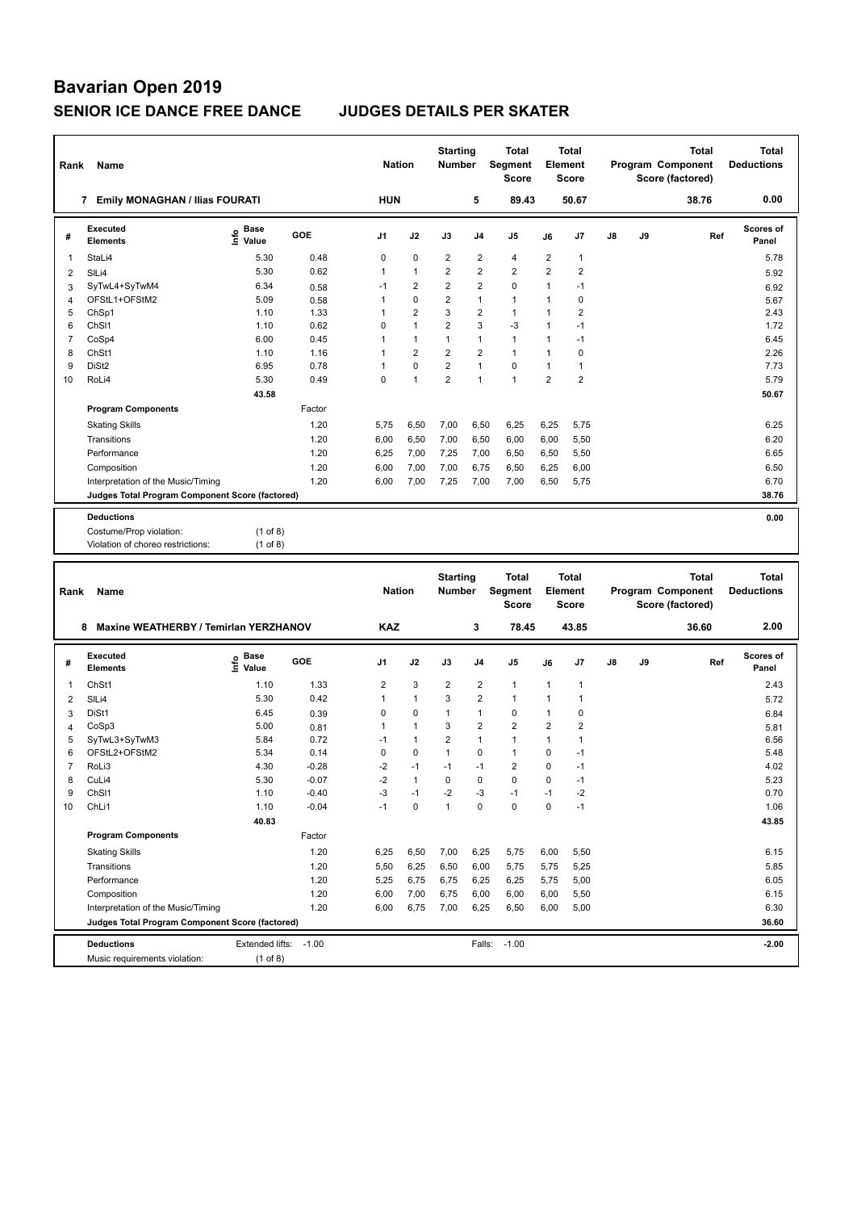# Bavarian Open 2019

## SENIOR ICE DANCE FREE DANCE JUDGES DETAILS PER SKATER

| Rank | Name | Nation | Starting Number | Total Segment Score | Total Element Score | Total Program Component Score (factored) | Total Deductions |
|---|---|---|---|---|---|---|---|
| 7 | Emily MONAGHAN / Ilias FOURATI | HUN | 5 | 89.43 | 50.67 | 38.76 | 0.00 |

| # | Executed Elements | Info | Base Value | GOE | J1 | J2 | J3 | J4 | J5 | J6 | J7 | J8 | J9 | Ref | Scores of Panel |
|---|---|---|---|---|---|---|---|---|---|---|---|---|---|---|---|
| 1 | StaLi4 | | 5.30 | 0.48 | 0 | 0 | 2 | 2 | 4 | 2 | 1 | | | | 5.78 |
| 2 | SlLi4 | | 5.30 | 0.62 | 1 | 1 | 2 | 2 | 2 | 2 | 2 | | | | 5.92 |
| 3 | SyTwL4+SyTwM4 | | 6.34 | 0.58 | -1 | 2 | 2 | 2 | 0 | 1 | -1 | | | | 6.92 |
| 4 | OFStL1+OFStM2 | | 5.09 | 0.58 | 1 | 0 | 2 | 1 | 1 | 1 | 0 | | | | 5.67 |
| 5 | ChSp1 | | 1.10 | 1.33 | 1 | 2 | 3 | 2 | 1 | 1 | 2 | | | | 2.43 |
| 6 | ChSl1 | | 1.10 | 0.62 | 0 | 1 | 2 | 3 | -3 | 1 | -1 | | | | 1.72 |
| 7 | CoSp4 | | 6.00 | 0.45 | 1 | 1 | 1 | 1 | 1 | 1 | -1 | | | | 6.45 |
| 8 | ChSt1 | | 1.10 | 1.16 | 1 | 2 | 2 | 2 | 1 | 1 | 0 | | | | 2.26 |
| 9 | DiSt2 | | 6.95 | 0.78 | 1 | 0 | 2 | 1 | 0 | 1 | 1 | | | | 7.73 |
| 10 | RoLi4 | | 5.30 | 0.49 | 0 | 1 | 2 | 1 | 1 | 2 | 2 | | | | 5.79 |
| | | | 43.58 | | | | | | | | | | | | 50.67 |

| Program Components | Factor | J1 | J2 | J3 | J4 | J5 | J6 | J7 | J8 | J9 | Scores of Panel |
|---|---|---|---|---|---|---|---|---|---|---|---|
| Skating Skills | 1.20 | 5,75 | 6,50 | 7,00 | 6,50 | 6,25 | 6,25 | 5,75 | | | 6.25 |
| Transitions | 1.20 | 6,00 | 6,50 | 7,00 | 6,50 | 6,00 | 6,00 | 5,50 | | | 6.20 |
| Performance | 1.20 | 6,25 | 7,00 | 7,25 | 7,00 | 6,50 | 6,50 | 5,50 | | | 6.65 |
| Composition | 1.20 | 6,00 | 7,00 | 7,00 | 6,75 | 6,50 | 6,25 | 6,00 | | | 6.50 |
| Interpretation of the Music/Timing | 1.20 | 6,00 | 7,00 | 7,25 | 7,00 | 7,00 | 6,50 | 5,75 | | | 6.70 |
| Judges Total Program Component Score (factored) | | | | | | | | | | | 38.76 |

**Deductions** 0.00

Costume/Prop violation: (1 of 8)
Violation of choreo restrictions: (1 of 8)

| Rank | Name | Nation | Starting Number | Total Segment Score | Total Element Score | Total Program Component Score (factored) | Total Deductions |
|---|---|---|---|---|---|---|---|
| 8 | Maxine WEATHERBY / Temirlan YERZHANOV | KAZ | 3 | 78.45 | 43.85 | 36.60 | 2.00 |

| # | Executed Elements | Info | Base Value | GOE | J1 | J2 | J3 | J4 | J5 | J6 | J7 | J8 | J9 | Ref | Scores of Panel |
|---|---|---|---|---|---|---|---|---|---|---|---|---|---|---|---|
| 1 | ChSt1 | | 1.10 | 1.33 | 2 | 3 | 2 | 2 | 1 | 1 | 1 | | | | 2.43 |
| 2 | SlLi4 | | 5.30 | 0.42 | 1 | 1 | 3 | 2 | 1 | 1 | 1 | | | | 5.72 |
| 3 | DiSt1 | | 6.45 | 0.39 | 0 | 0 | 1 | 1 | 0 | 1 | 0 | | | | 6.84 |
| 4 | CoSp3 | | 5.00 | 0.81 | 1 | 1 | 3 | 2 | 2 | 2 | 2 | | | | 5.81 |
| 5 | SyTwL3+SyTwM3 | | 5.84 | 0.72 | -1 | 1 | 2 | 1 | 1 | 1 | 1 | | | | 6.56 |
| 6 | OFStL2+OFStM2 | | 5.34 | 0.14 | 0 | 0 | 1 | 0 | 1 | 0 | -1 | | | | 5.48 |
| 7 | RoLi3 | | 4.30 | -0.28 | -2 | -1 | -1 | -1 | 2 | 0 | -1 | | | | 4.02 |
| 8 | CuLi4 | | 5.30 | -0.07 | -2 | 1 | 0 | 0 | 0 | 0 | -1 | | | | 5.23 |
| 9 | ChSl1 | | 1.10 | -0.40 | -3 | -1 | -2 | -3 | -1 | -1 | -2 | | | | 0.70 |
| 10 | ChLi1 | | 1.10 | -0.04 | -1 | 0 | 1 | 0 | 0 | 0 | -1 | | | | 1.06 |
| | | | 40.83 | | | | | | | | | | | | 43.85 |

| Program Components | Factor | J1 | J2 | J3 | J4 | J5 | J6 | J7 | J8 | J9 | Scores of Panel |
|---|---|---|---|---|---|---|---|---|---|---|---|
| Skating Skills | 1.20 | 6,25 | 6,50 | 7,00 | 6,25 | 5,75 | 6,00 | 5,50 | | | 6.15 |
| Transitions | 1.20 | 5,50 | 6,25 | 6,50 | 6,00 | 5,75 | 5,75 | 5,25 | | | 5.85 |
| Performance | 1.20 | 5,25 | 6,75 | 6,75 | 6,25 | 6,25 | 5,75 | 5,00 | | | 6.05 |
| Composition | 1.20 | 6,00 | 7,00 | 6,75 | 6,00 | 6,00 | 6,00 | 5,50 | | | 6.15 |
| Interpretation of the Music/Timing | 1.20 | 6,00 | 6,75 | 7,00 | 6,25 | 6,50 | 6,00 | 5,00 | | | 6.30 |
| Judges Total Program Component Score (factored) | | | | | | | | | | | 36.60 |

**Deductions** Extended lifts: -1.00 Falls: -1.00 -2.00

Music requirements violation: (1 of 8)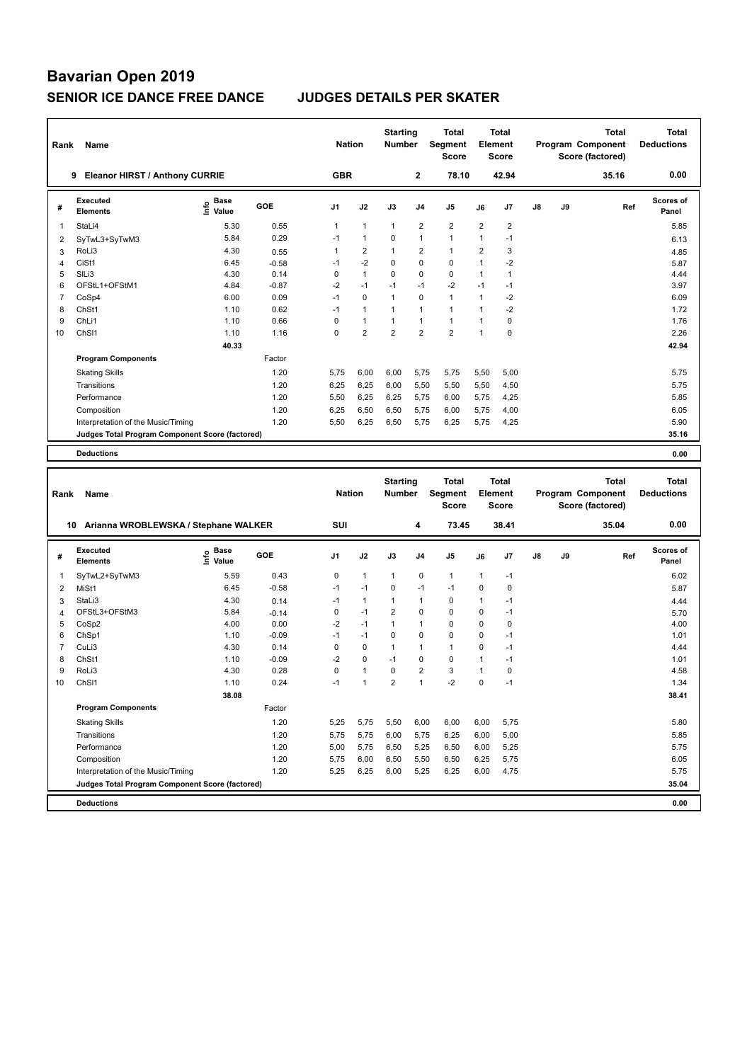# Bavarian Open 2019

## SENIOR ICE DANCE FREE DANCE JUDGES DETAILS PER SKATER

| Rank | Name | Nation | Starting Number | Total Segment Score | Total Element Score | Total Program Component Score (factored) | Total Deductions |
|---|---|---|---|---|---|---|---|
| 9 | Eleanor HIRST / Anthony CURRIE | GBR | 2 | 78.10 | 42.94 | 35.16 | 0.00 |

| # | Executed Elements | Info | Base Value | GOE | J1 | J2 | J3 | J4 | J5 | J6 | J7 | J8 | J9 | Ref | Scores of Panel |
|---|---|---|---|---|---|---|---|---|---|---|---|---|---|---|---|
| 1 | StaLi4 | | 5.30 | 0.55 | 1 | 1 | 1 | 2 | 2 | 2 | 2 | | | | 5.85 |
| 2 | SyTwL3+SyTwM3 | | 5.84 | 0.29 | -1 | 1 | 0 | 1 | 1 | 1 | -1 | | | | 6.13 |
| 3 | RoLi3 | | 4.30 | 0.55 | 1 | 2 | 1 | 2 | 1 | 2 | 3 | | | | 4.85 |
| 4 | CiSt1 | | 6.45 | -0.58 | -1 | -2 | 0 | 0 | 0 | 1 | -2 | | | | 5.87 |
| 5 | SlLi3 | | 4.30 | 0.14 | 0 | 1 | 0 | 0 | 0 | 1 | 1 | | | | 4.44 |
| 6 | OFStL1+OFStM1 | | 4.84 | -0.87 | -2 | -1 | -1 | -1 | -2 | -1 | -1 | | | | 3.97 |
| 7 | CoSp4 | | 6.00 | 0.09 | -1 | 0 | 1 | 0 | 1 | 1 | -2 | | | | 6.09 |
| 8 | ChSt1 | | 1.10 | 0.62 | -1 | 1 | 1 | 1 | 1 | 1 | -2 | | | | 1.72 |
| 9 | ChLi1 | | 1.10 | 0.66 | 0 | 1 | 1 | 1 | 1 | 1 | 0 | | | | 1.76 |
| 10 | ChSl1 | | 1.10 | 1.16 | 0 | 2 | 2 | 2 | 2 | 1 | 0 | | | | 2.26 |
| | | | 40.33 | | | | | | | | | | | | 42.94 |
| | **Program Components** | | | Factor | | | | | | | | | | | |
| | Skating Skills | | | 1.20 | 5,75 | 6,00 | 6,00 | 5,75 | 5,75 | 5,50 | 5,00 | | | | 5.75 |
| | Transitions | | | 1.20 | 6,25 | 6,25 | 6,00 | 5,50 | 5,50 | 5,50 | 4,50 | | | | 5.75 |
| | Performance | | | 1.20 | 5,50 | 6,25 | 6,25 | 5,75 | 6,00 | 5,75 | 4,25 | | | | 5.85 |
| | Composition | | | 1.20 | 6,25 | 6,50 | 6,50 | 5,75 | 6,00 | 5,75 | 4,00 | | | | 6.05 |
| | Interpretation of the Music/Timing | | | 1.20 | 5,50 | 6,25 | 6,50 | 5,75 | 6,25 | 5,75 | 4,25 | | | | 5.90 |
| | **Judges Total Program Component Score (factored)** | | | | | | | | | | | | | | 35.16 |
| | **Deductions** | | | | | | | | | | | | | | 0.00 |

| Rank | Name | Nation | Starting Number | Total Segment Score | Total Element Score | Total Program Component Score (factored) | Total Deductions |
|---|---|---|---|---|---|---|---|
| 10 | Arianna WROBLEWSKA / Stephane WALKER | SUI | 4 | 73.45 | 38.41 | 35.04 | 0.00 |

| # | Executed Elements | Info | Base Value | GOE | J1 | J2 | J3 | J4 | J5 | J6 | J7 | J8 | J9 | Ref | Scores of Panel |
|---|---|---|---|---|---|---|---|---|---|---|---|---|---|---|---|
| 1 | SyTwL2+SyTwM3 | | 5.59 | 0.43 | 0 | 1 | 1 | 0 | 1 | 1 | -1 | | | | 6.02 |
| 2 | MiSt1 | | 6.45 | -0.58 | -1 | -1 | 0 | -1 | -1 | 0 | 0 | | | | 5.87 |
| 3 | StaLi3 | | 4.30 | 0.14 | -1 | 1 | 1 | 1 | 0 | 1 | -1 | | | | 4.44 |
| 4 | OFStL3+OFStM3 | | 5.84 | -0.14 | 0 | -1 | 2 | 0 | 0 | 0 | -1 | | | | 5.70 |
| 5 | CoSp2 | | 4.00 | 0.00 | -2 | -1 | 1 | 1 | 0 | 0 | 0 | | | | 4.00 |
| 6 | ChSp1 | | 1.10 | -0.09 | -1 | -1 | 0 | 0 | 0 | 0 | -1 | | | | 1.01 |
| 7 | CuLi3 | | 4.30 | 0.14 | 0 | 0 | 1 | 1 | 1 | 0 | -1 | | | | 4.44 |
| 8 | ChSt1 | | 1.10 | -0.09 | -2 | 0 | -1 | 0 | 0 | 1 | -1 | | | | 1.01 |
| 9 | RoLi3 | | 4.30 | 0.28 | 0 | 1 | 0 | 2 | 3 | 1 | 0 | | | | 4.58 |
| 10 | ChSl1 | | 1.10 | 0.24 | -1 | 1 | 2 | 1 | -2 | 0 | -1 | | | | 1.34 |
| | | | 38.08 | | | | | | | | | | | | 38.41 |
| | **Program Components** | | | Factor | | | | | | | | | | | |
| | Skating Skills | | | 1.20 | 5,25 | 5,75 | 5,50 | 6,00 | 6,00 | 6,00 | 5,75 | | | | 5.80 |
| | Transitions | | | 1.20 | 5,75 | 5,75 | 6,00 | 5,75 | 6,25 | 6,00 | 5,00 | | | | 5.85 |
| | Performance | | | 1.20 | 5,00 | 5,75 | 6,50 | 5,25 | 6,50 | 6,00 | 5,25 | | | | 5.75 |
| | Composition | | | 1.20 | 5,75 | 6,00 | 6,50 | 5,50 | 6,50 | 6,25 | 5,75 | | | | 6.05 |
| | Interpretation of the Music/Timing | | | 1.20 | 5,25 | 6,25 | 6,00 | 5,25 | 6,25 | 6,00 | 4,75 | | | | 5.75 |
| | **Judges Total Program Component Score (factored)** | | | | | | | | | | | | | | 35.04 |
| | **Deductions** | | | | | | | | | | | | | | 0.00 |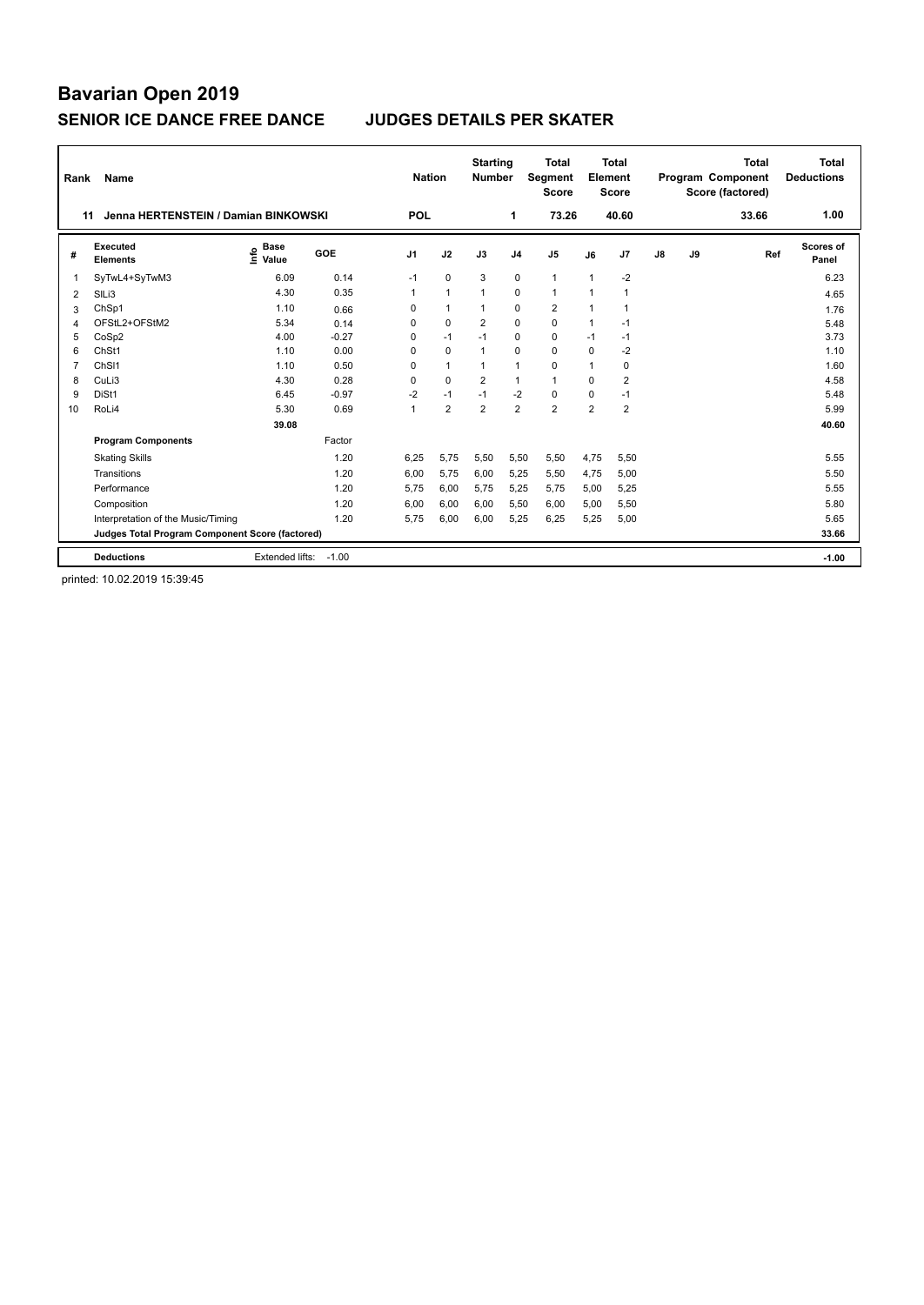# Bavarian Open 2019

## SENIOR ICE DANCE FREE DANCE JUDGES DETAILS PER SKATER

| Rank | Name | Nation | Starting Number | Total Segment Score | Total Element Score | Total Program Component Score (factored) | Total Deductions |
|---|---|---|---|---|---|---|---|
| 11 | Jenna HERTENSTEIN / Damian BINKOWSKI | POL | 1 | 73.26 | 40.60 | 33.66 | 1.00 |

| # | Executed Elements | Info | Base Value | GOE | J1 | J2 | J3 | J4 | J5 | J6 | J7 | J8 | J9 | Ref | Scores of Panel |
|---|---|---|---|---|---|---|---|---|---|---|---|---|---|---|---|
| 1 | SyTwL4+SyTwM3 | | 6.09 | 0.14 | -1 | 0 | 3 | 0 | 1 | 1 | -2 | | | | 6.23 |
| 2 | SlLi3 | | 4.30 | 0.35 | 1 | 1 | 1 | 0 | 1 | 1 | 1 | | | | 4.65 |
| 3 | ChSp1 | | 1.10 | 0.66 | 0 | 1 | 1 | 0 | 2 | 1 | 1 | | | | 1.76 |
| 4 | OFStL2+OFStM2 | | 5.34 | 0.14 | 0 | 0 | 2 | 0 | 0 | 1 | -1 | | | | 5.48 |
| 5 | CoSp2 | | 4.00 | -0.27 | 0 | -1 | -1 | 0 | 0 | -1 | -1 | | | | 3.73 |
| 6 | ChSt1 | | 1.10 | 0.00 | 0 | 0 | 1 | 0 | 0 | 0 | -2 | | | | 1.10 |
| 7 | ChSl1 | | 1.10 | 0.50 | 0 | 1 | 1 | 1 | 0 | 1 | 0 | | | | 1.60 |
| 8 | CuLi3 | | 4.30 | 0.28 | 0 | 0 | 2 | 1 | 1 | 0 | 2 | | | | 4.58 |
| 9 | DiSt1 | | 6.45 | -0.97 | -2 | -1 | -1 | -2 | 0 | 0 | -1 | | | | 5.48 |
| 10 | RoLi4 | | 5.30 | 0.69 | 1 | 2 | 2 | 2 | 2 | 2 | 2 | | | | 5.99 |
| | | | 39.08 | | | | | | | | | | | | 40.60 |

| Program Components | Factor | J1 | J2 | J3 | J4 | J5 | J6 | J7 | J8 | J9 | Ref | Scores of Panel |
|---|---|---|---|---|---|---|---|---|---|---|---|---|
| Skating Skills | 1.20 | 6,25 | 5,75 | 5,50 | 5,50 | 5,50 | 4,75 | 5,50 | | | | 5.55 |
| Transitions | 1.20 | 6,00 | 5,75 | 6,00 | 5,25 | 5,50 | 4,75 | 5,00 | | | | 5.50 |
| Performance | 1.20 | 5,75 | 6,00 | 5,75 | 5,25 | 5,75 | 5,00 | 5,25 | | | | 5.55 |
| Composition | 1.20 | 6,00 | 6,00 | 6,00 | 5,50 | 6,00 | 5,00 | 5,50 | | | | 5.80 |
| Interpretation of the Music/Timing | 1.20 | 5,75 | 6,00 | 6,00 | 5,25 | 6,25 | 5,25 | 5,00 | | | | 5.65 |
| Judges Total Program Component Score (factored) | | | | | | | | | | | | 33.66 |

| Deductions | | |
|---|---|---|
| Extended lifts: | -1.00 | -1.00 |

printed: 10.02.2019 15:39:45